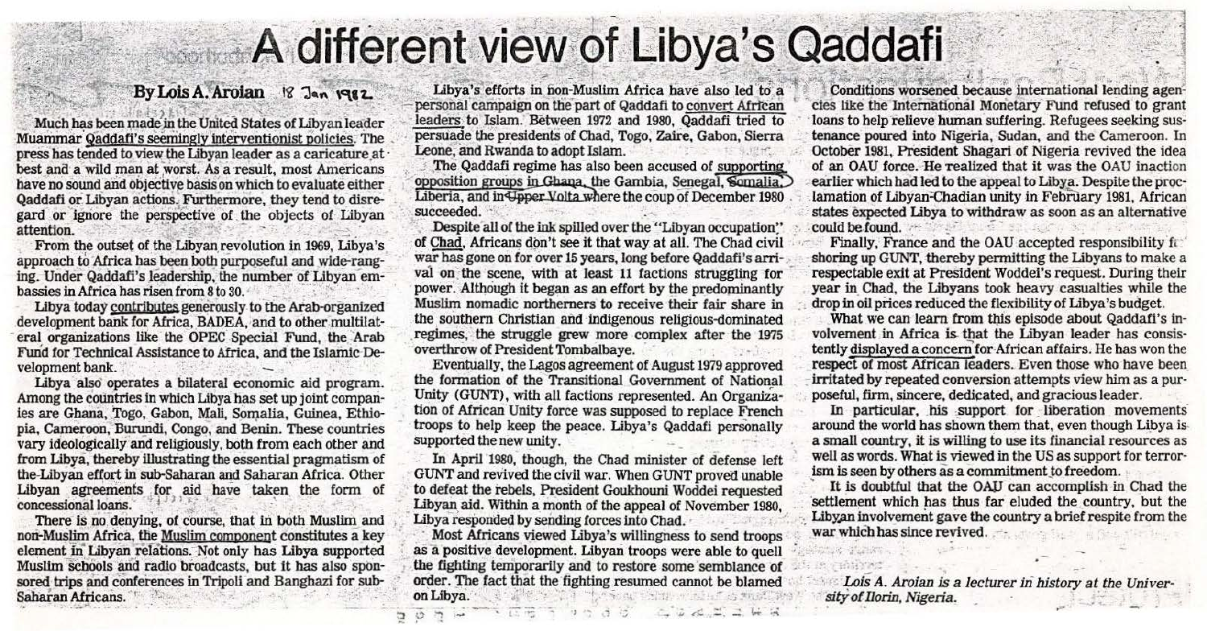# A different view of Libya's Qaddafi

By Lois A. Aroian 18 Jan 1982

Much has been made in the United States of Libyan leader Muammar Qaddafi's seemingly interventionist policies. The press has tended to view the Libyan leader as a caricature at best and a wild man at worst. As a result, most Americans have no sound and objective basis on which to evaluate either Qaddafi or Libyan actions. Furthermore, they tend to disregard or ignore the perspective of the objects of Libyan attention.

From the outset of the Libyan revolution in 1969, Libya's approach to Africa has been both purposeful and wide-ranging. Under Qaddafi's leadership, the number of Libyan embassies in Africa has risen from 8 to 30.

Libya today contributes generously to the Arab-organized development bank for Africa, BADEA, and to other multilateral organizations like the OPEC Special Fund, the Arab Fund for Technical Assistance to Africa, and the Islamic Development bank.

Libya also operates a bilateral economic aid program. Among the countries in which Libya has set up joint companies are Ghana, Togo, Gabon, Mali, Somalia, Guinea, Ethiopia, Cameroon, Burundi, Congo, and Benin. These countries vary ideologically and religiously, both from each other and from Libya, thereby illustrating the essential pragmatism of the Libyan effort in sub-Saharan and Saharan Africa. Other Libyan agreements for aid have taken the form of concessional loans.

There is no denying, of course, that in both Muslim and non-Muslim Africa, the Muslim component constitutes a key element in Libyan relations. Not only has Libya supported Muslim schools and radio broadcasts, but it has also sponsored trips and conferences in Tripoli and Banghazi for sub-Saharan Africans.

Libya's efforts in non-Muslim Africa have also led to a personal campaign on the part of Qaddafi to convert African leaders to Islam. Between 1972 and 1980, Qaddafi tried to persuade the presidents of Chad, Togo, Zaire, Gabon, Sierra Leone, and Rwanda to adopt Islam.

The Qaddafi regime has also been accused of supporting opposition groups in Ghana, the Gambia, Senegal, Somalia, Liberia, and in Upper Volta where the coup of December 1980 succeeded.

Despite all of the ink spilled over the "Libyan occupation" of Chad, Africans don't see it that way at all. The Chad civil war has gone on for over 15 years, long before Qaddafi's arrival on the scene, with at least 11 factions struggling for power. Although it began as an effort by the predominantly Muslim nomadic northerners to receive their fair share in the southern Christian and indigenous religious-dominated regimes, the struggle grew more complex after the 1975 overthrow of President Tombalbaye.

Eventually, the Lagos agreement of August 1979 approved the formation of the Transitional Government of National Unity (GUNT), with all factions represented. An Organization of African Unity force was supposed to replace French troops to help keep the peace. Libya's Qaddafi personally supported the new unity.

In April 1980, though, the Chad minister of defense left GUNT and revived the civil war. When GUNT proved unable to defeat the rebels, President Goukhouni Woddei requested Libyan aid. Within a month of the appeal of November 1980, Libya responded by sending forces into Chad.

Most Africans viewed Libya's willingness to send troops as a positive development. Libyan troops were able to quell the fighting temporarily and to restore some semblance of order. The fact that the fighting resumed cannot be blamed on Libya.

Conditions worsened because international lending agencies like the International Monetary Fund refused to grant loans to help relieve human suffering. Refugees seeking sustenance poured into Nigeria, Sudan, and the Cameroon. In October 1981, President Shagari of Nigeria revived the idea of an OAU force. He realized that it was the OAU inaction earlier which had led to the appeal to Libya. Despite the proclamation of Libyan-Chadian unity in February 1981, African states expected Libya to withdraw as soon as an alternative could be found.

Finally, France and the OAU accepted responsibility for shoring up GUNT, thereby permitting the Libyans to make a respectable exit at President Woddei's request. During their year in Chad, the Libyans took heavy casualties while the drop in oil prices reduced the flexibility of Libya's budget.

What we can learn from this episode about Qaddafi's involvement in Africa is that the Libyan leader has consistently displayed a concern for African affairs. He has won the respect of most African leaders. Even those who have been irritated by repeated conversion attempts view him as a purposeful, firm, sincere, dedicated, and gracious leader.

In particular, his support for liberation movements around the world has shown them that, even though Libya is a small country, it is willing to use its financial resources as well as words. What is viewed in the US as support for terrorism is seen by others as a commitment to freedom.

It is doubtful that the OAU can accomplish in Chad the settlement which has thus far eluded the country, but the Libyan involvement gave the country a brief respite from the war which has since revived.

*Lois A. Aroian is a lecturer in history at the University of Ilorin, Nigeria.*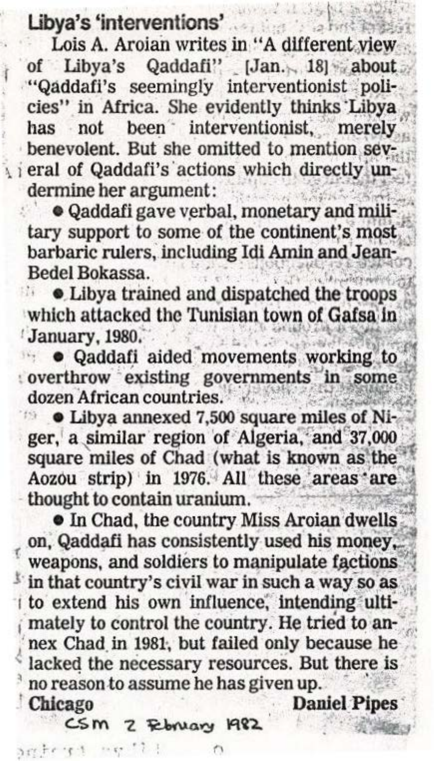## Libya's 'interventions'

Lois A. Aroian writes in "A different view of Libya's Qaddafi" [Jan. 18] about "Qaddafi's seemingly interventionist policies" in Africa. She evidently thinks Libya has not been interventionist, merely benevolent. But she omitted to mention several of Qaddafi's actions which directly undermine her argument:

- Qaddafi gave verbal, monetary and military support to some of the continent's most barbaric rulers, including Idi Amin and Jean-Bedel Bokassa.
- Libya trained and dispatched the troops which attacked the Tunisian town of Gafsa in January, 1980.
- Qaddafi aided movements working to overthrow existing governments in some dozen African countries.
- Libya annexed 7,500 square miles of Niger, a similar region of Algeria, and 37,000 square miles of Chad (what is known as the Aozou strip) in 1976. All these areas are thought to contain uranium.
- In Chad, the country Miss Aroian dwells on, Qaddafi has consistently used his money, weapons, and soldiers to manipulate factions in that country's civil war in such a way so as to extend his own influence, intending ultimately to control the country. He tried to annex Chad in 1981, but failed only because he lacked the necessary resources. But there is no reason to assume he has given up.

**Chicago** **Daniel Pipes**

CSM 2 February 1982